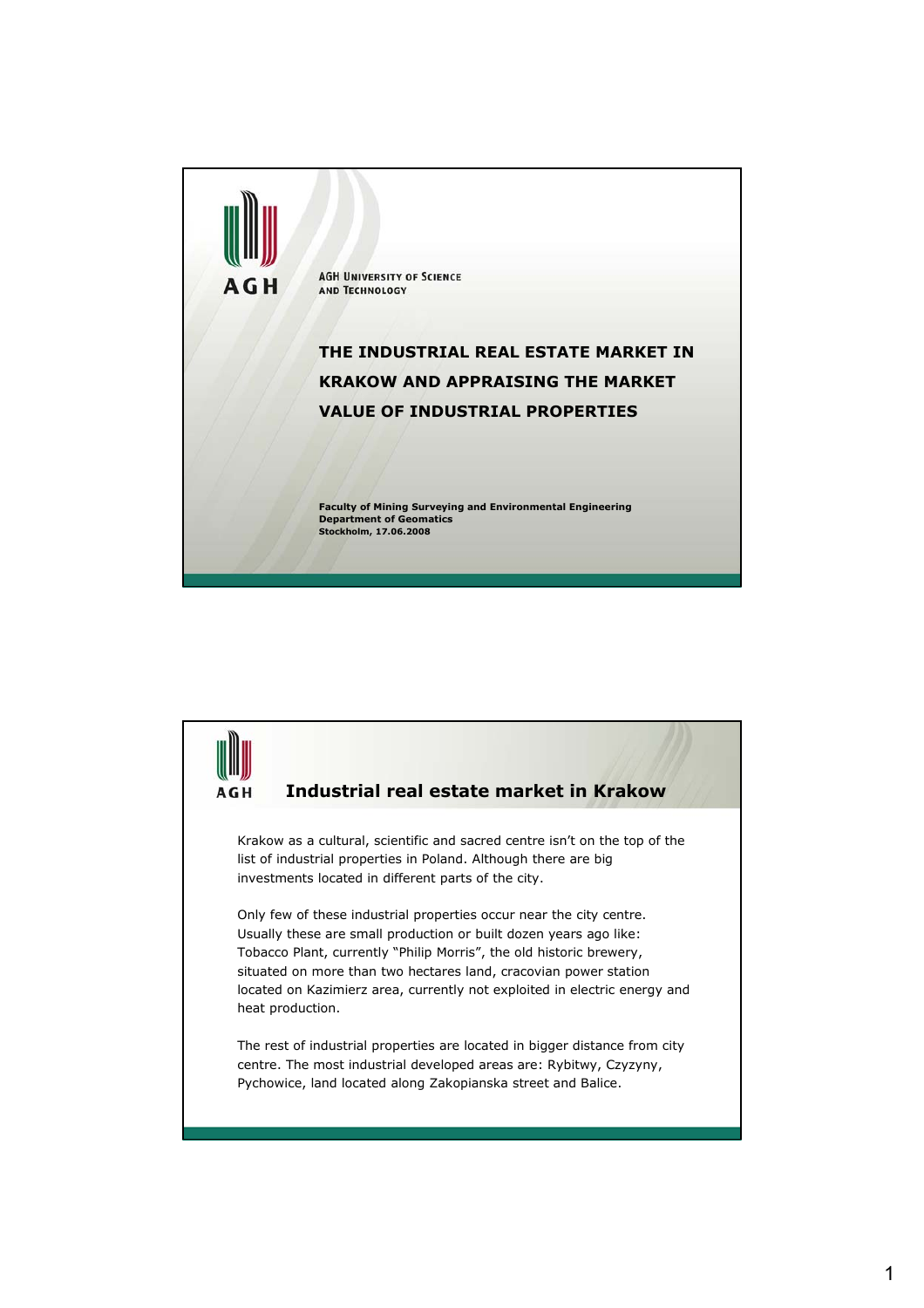AGH UNIVERSITY OF SCIENCE AND TECHNOLOGY

# THE INDUSTRIAL REAL ESTATE MARKET IN KRAKOW AND APPRAISING THE MARKET VALUE OF INDUSTRIAL PROPERTIES

**Faculty of Mining Surveying and Environmental Engineering**
**Department of Geomatics**
**Stockholm, 17.06.2008**

## Industrial real estate market in Krakow

Krakow as a cultural, scientific and sacred centre isn't on the top of the list of industrial properties in Poland. Although there are big investments located in different parts of the city.

Only few of these industrial properties occur near the city centre. Usually these are small production or built dozen years ago like: Tobacco Plant, currently "Philip Morris", the old historic brewery, situated on more than two hectares land, cracovian power station located on Kazimierz area, currently not exploited in electric energy and heat production.

The rest of industrial properties are located in bigger distance from city centre. The most industrial developed areas are: Rybitwy, Czyzyny, Pychowice, land located along Zakopianska street and Balice.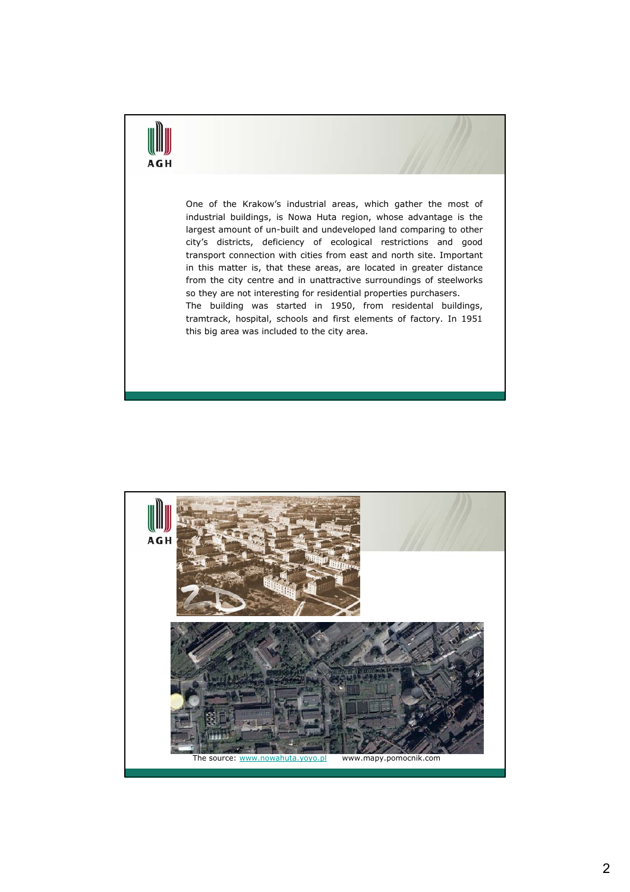One of the Krakow's industrial areas, which gather the most of industrial buildings, is Nowa Huta region, whose advantage is the largest amount of un-built and undeveloped land comparing to other city's districts, deficiency of ecological restrictions and good transport connection with cities from east and north site. Important in this matter is, that these areas, are located in greater distance from the city centre and in unattractive surroundings of steelworks so they are not interesting for residential properties purchasers.
The building was started in 1950, from residental buildings, tramtrack, hospital, schools and first elements of factory. In 1951 this big area was included to the city area.

The source: [www.nowahuta.yoyo.pl](http://www.nowahuta.yoyo.pl) www.mapy.pomocnik.com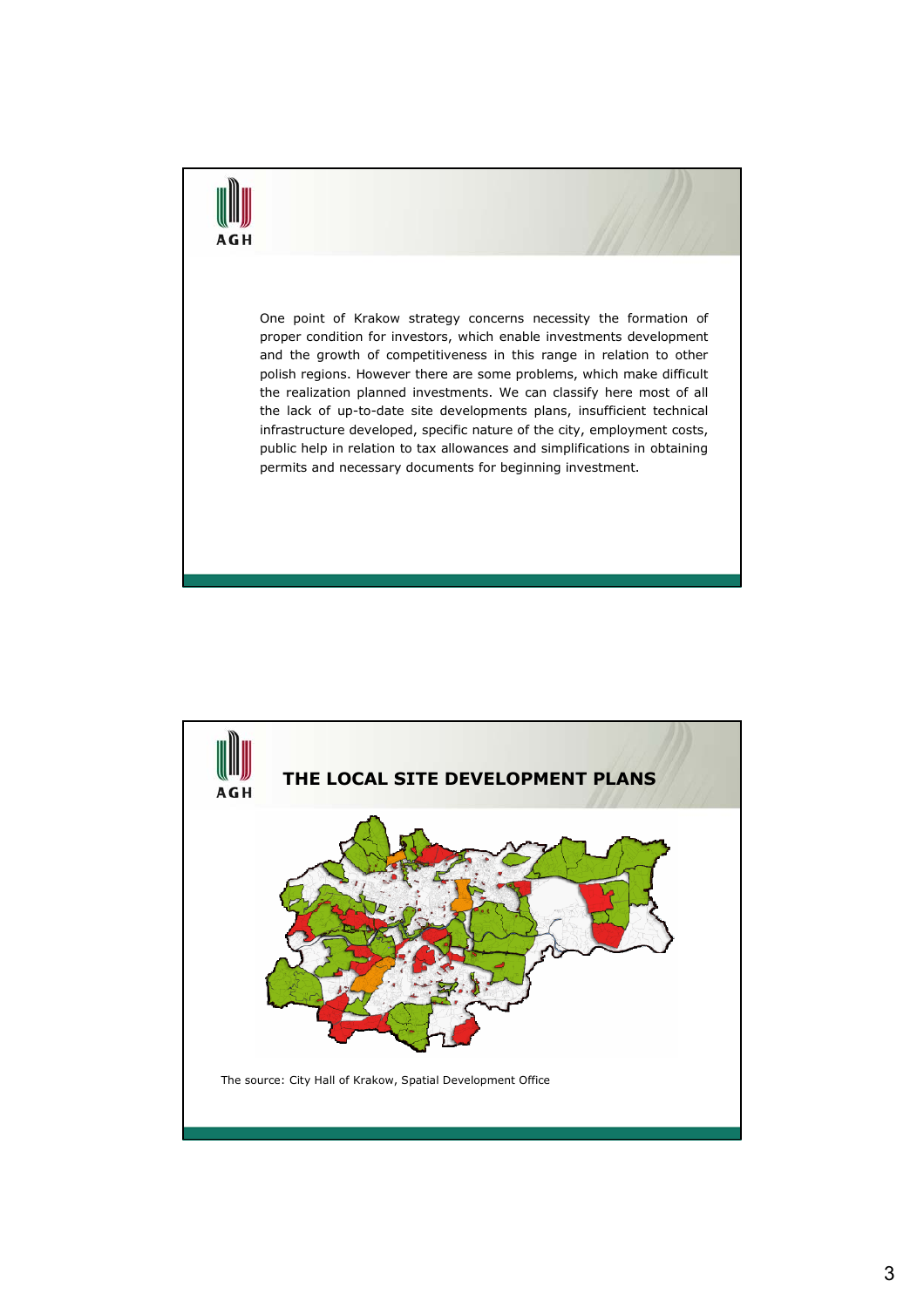One point of Krakow strategy concerns necessity the formation of proper condition for investors, which enable investments development and the growth of competitiveness in this range in relation to other polish regions. However there are some problems, which make difficult the realization planned investments. We can classify here most of all the lack of up-to-date site developments plans, insufficient technical infrastructure developed, specific nature of the city, employment costs, public help in relation to tax allowances and simplifications in obtaining permits and necessary documents for beginning investment.

## THE LOCAL SITE DEVELOPMENT PLANS

The source: City Hall of Krakow, Spatial Development Office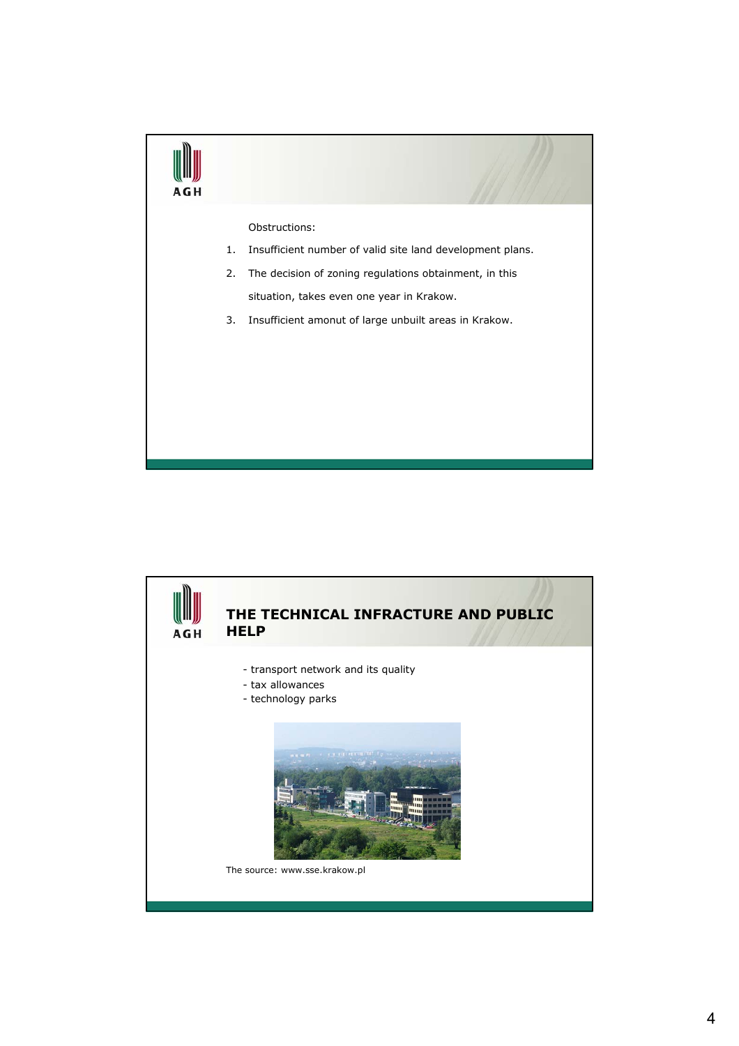Obstructions:

1. Insufficient number of valid site land development plans.
2. The decision of zoning regulations obtainment, in this situation, takes even one year in Krakow.
3. Insufficient amonut of large unbuilt areas in Krakow.

## THE TECHNICAL INFRACTURE AND PUBLIC HELP

- transport network and its quality
- tax allowances
- technology parks

The source: www.sse.krakow.pl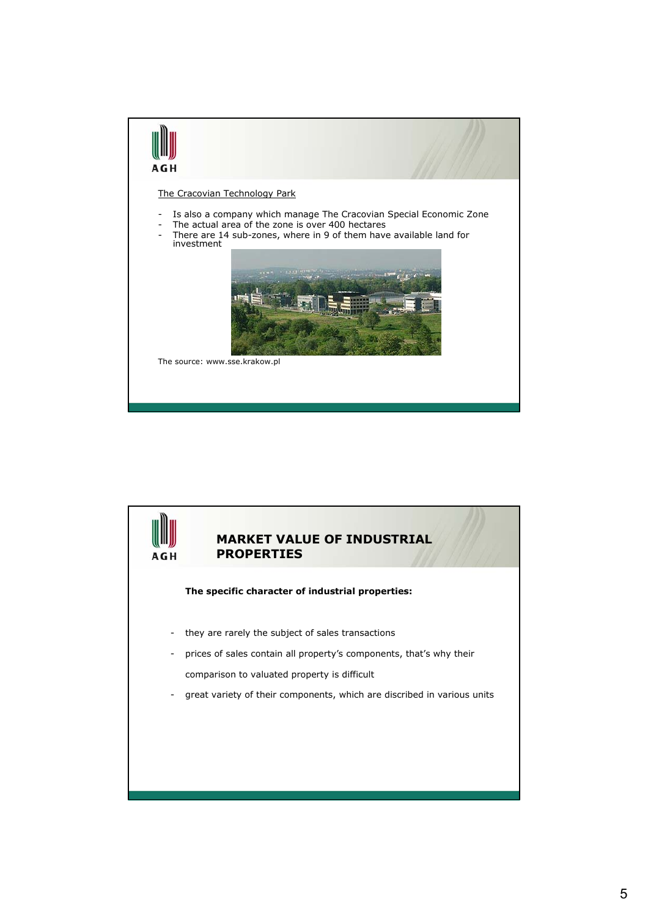The Cracovian Technology Park

- Is also a company which manage The Cracovian Special Economic Zone
- The actual area of the zone is over 400 hectares
- There are 14 sub-zones, where in 9 of them have available land for investment

The source: www.sse.krakow.pl

## MARKET VALUE OF INDUSTRIAL PROPERTIES

**The specific character of industrial properties:**

- they are rarely the subject of sales transactions
- prices of sales contain all property's components, that's why their comparison to valuated property is difficult
- great variety of their components, which are discribed in various units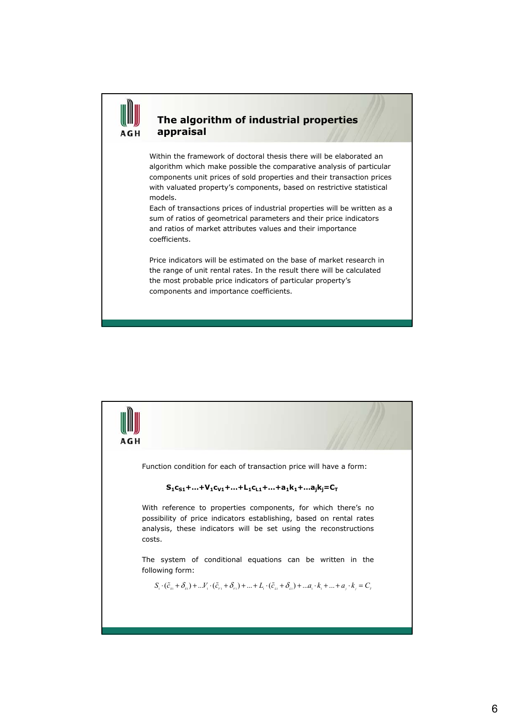## The algorithm of industrial properties appraisal

Within the framework of doctoral thesis there will be elaborated an algorithm which make possible the comparative analysis of particular components unit prices of sold properties and their transaction prices with valuated property's components, based on restrictive statistical models.

Each of transactions prices of industrial properties will be written as a sum of ratios of geometrical parameters and their price indicators and ratios of market attributes values and their importance coefficients.

Price indicators will be estimated on the base of market research in the range of unit rental rates. In the result there will be calculated the most probable price indicators of particular property's components and importance coefficients.

Function condition for each of transaction price will have a form:

$$S_1 c_{S1} + \ldots + V_1 c_{V1} + \ldots + L_1 c_{L1} + \ldots + a_1 k_1 + \ldots a_j k_j = C_T$$

With reference to properties components, for which there's no possibility of price indicators establishing, based on rental rates analysis, these indicators will be set using the reconstructions costs.

The system of conditional equations can be written in the following form:

$$S_1 \cdot (\tilde{c}_{S1} + \delta_{S1}) + \ldots V_1 \cdot (\tilde{c}_{V1} + \delta_{V1}) + \ldots + L_1 \cdot (\tilde{c}_{L1} + \delta_{L1}) + \ldots a_1 \cdot k_1 + \ldots + a_j \cdot k_j = C_T$$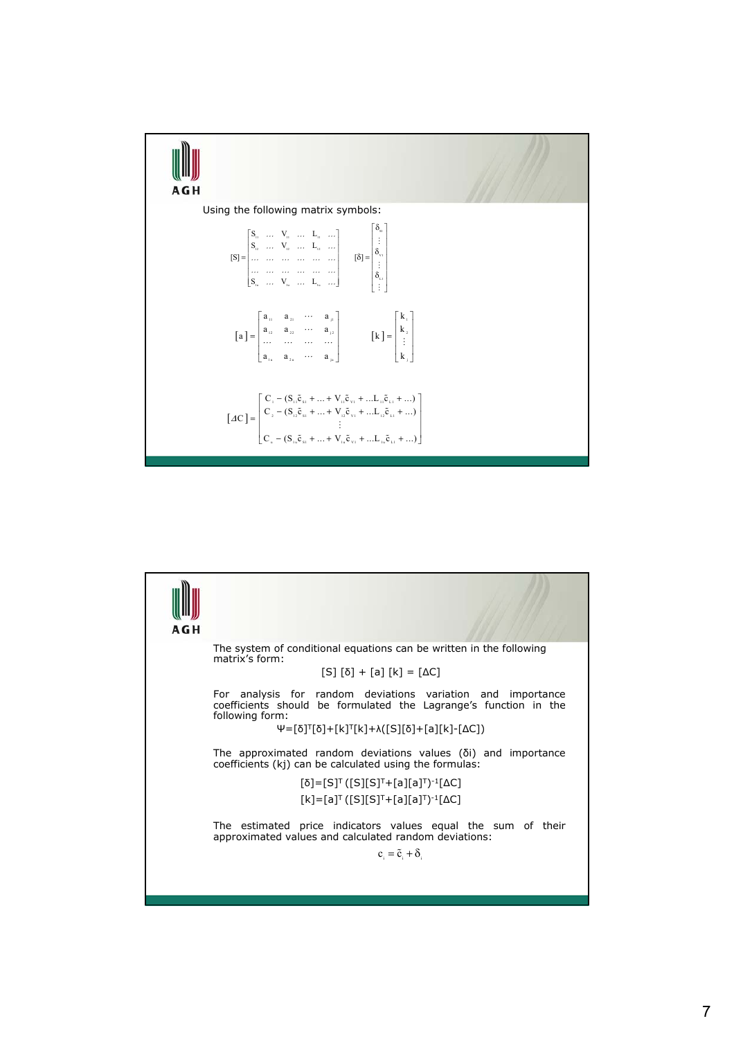Using the following matrix symbols:

$$[S] = \begin{bmatrix} S_{11} & \dots & V_{11} & \dots & L_{11} & \dots \\ S_{12} & \dots & V_{12} & \dots & L_{12} & \dots \\ \dots & \dots & \dots & \dots & \dots & \dots \\ \dots & \dots & \dots & \dots & \dots & \dots \\ S_{1n} & \dots & V_{1n} & \dots & L_{1n} & \dots \end{bmatrix} \qquad [\delta] = \begin{bmatrix} \delta_{S1} \\ \vdots \\ \delta_{V1} \\ \vdots \\ \delta_{L1} \\ \vdots \end{bmatrix}$$

$$[a] = \begin{bmatrix} a_{11} & a_{21} & \cdots & a_{j1} \\ a_{12} & a_{22} & \cdots & a_{j2} \\ \dots & \dots & \dots & \dots \\ a_{1n} & a_{2n} & \cdots & a_{jn} \end{bmatrix} \qquad [k] = \begin{bmatrix} k_1 \\ k_2 \\ \vdots \\ k_j \end{bmatrix}$$

$$[\Delta C] = \begin{bmatrix} C_1 - (S_{11}\tilde{c}_{S1} + \dots + V_{11}\tilde{c}_{V1} + \dots L_{11}\tilde{c}_{L1} + \dots) \\ C_2 - (S_{12}\tilde{c}_{S1} + \dots + V_{12}\tilde{c}_{V1} + \dots L_{12}\tilde{c}_{L1} + \dots) \\ \vdots \\ C_n - (S_{1n}\tilde{c}_{S1} + \dots + V_{1n}\tilde{c}_{V1} + \dots L_{1n}\tilde{c}_{L1} + \dots) \end{bmatrix}$$

The system of conditional equations can be written in the following matrix's form:

$$[S]\,[\delta] + [a]\,[k] = [\Delta C]$$

For analysis for random deviations variation and importance coefficients should be formulated the Lagrange's function in the following form:

$$\Psi = [\delta]^T[\delta] + [k]^T[k] + \lambda([S][\delta] + [a][k] - [\Delta C])$$

The approximated random deviations values ($\delta i$) and importance coefficients ($kj$) can be calculated using the formulas:

$$[\delta] = [S]^T\,([S][S]^T + [a][a]^T)^{-1}[\Delta C]$$

$$[k] = [a]^T\,([S][S]^T + [a][a]^T)^{-1}[\Delta C]$$

The estimated price indicators values equal the sum of their approximated values and calculated random deviations:

$$c_i = \tilde{c}_i + \delta_i$$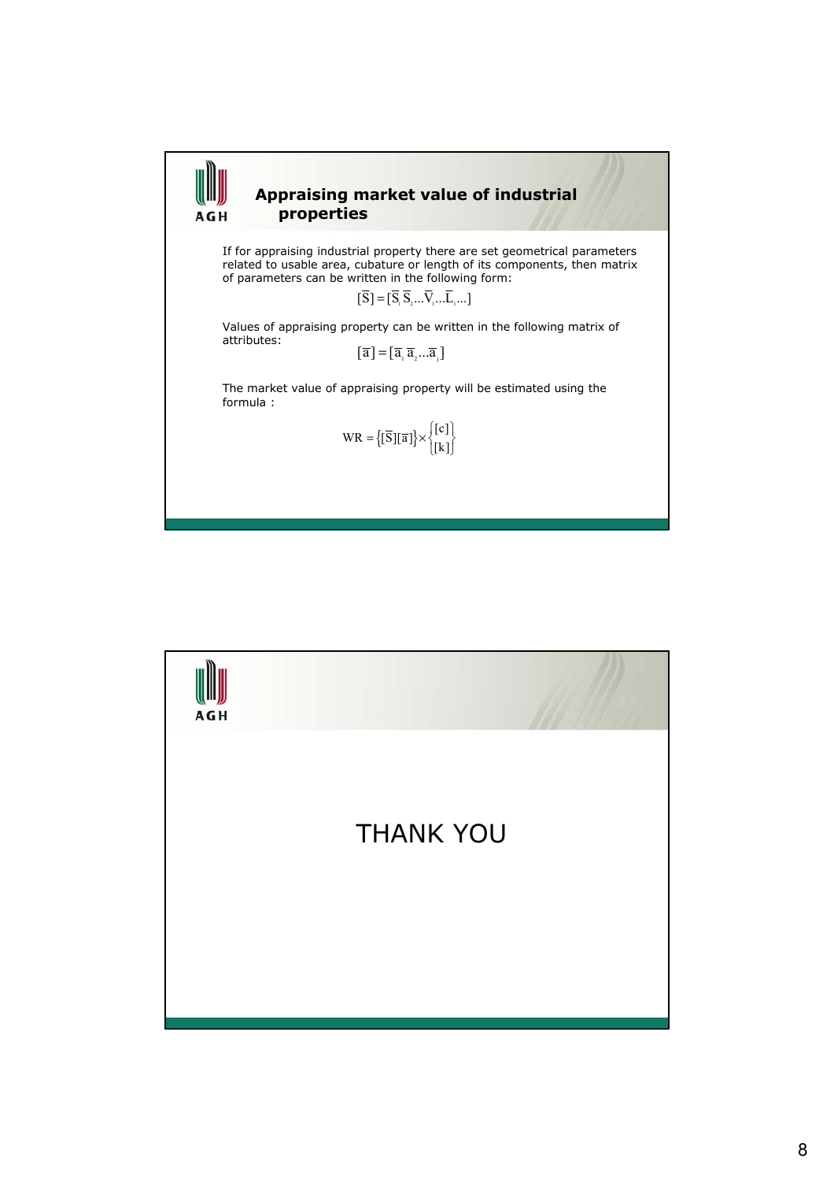## Appraising market value of industrial properties

If for appraising industrial property there are set geometrical parameters related to usable area, cubature or length of its components, then matrix of parameters can be written in the following form:

$$[\overline{S}] = [\overline{S}_1 \, \overline{S}_2 \ldots \overline{V}_i \ldots \overline{L}_i \ldots]$$

Values of appraising property can be written in the following matrix of attributes:

$$[\overline{a}] = [\overline{a}_1 \, \overline{a}_2 \ldots \overline{a}_j]$$

The market value of appraising property will be estimated using the formula :

$$\text{WR} = \left\{[\overline{S}][\overline{a}]\right\} \times \begin{Bmatrix} [c] \\ [k] \end{Bmatrix}$$

THANK YOU